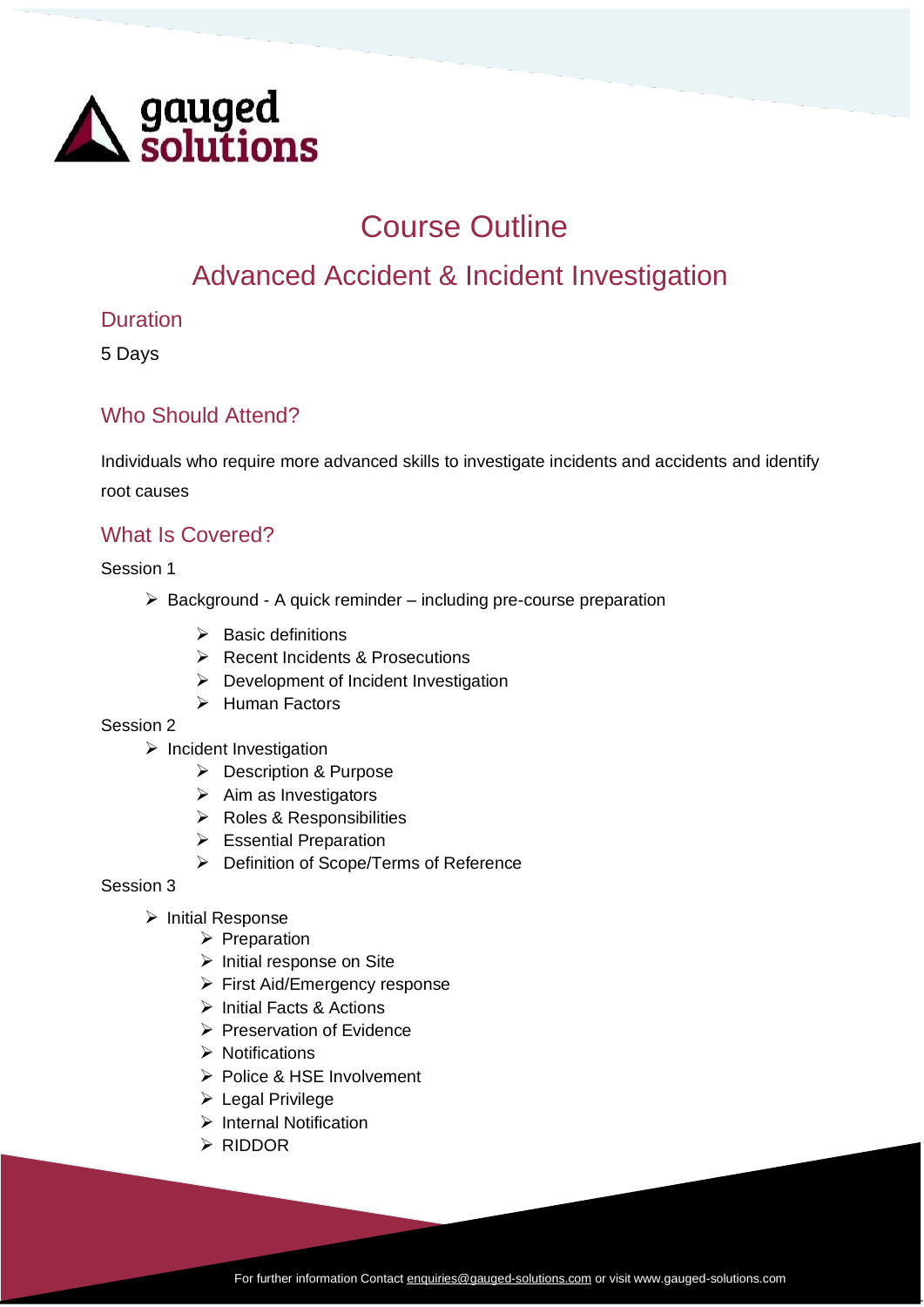# Course Outline

## Advanced Accident & Incident Investigation

### Duration

5 Days

### Who Should Attend?

Individuals who require more advanced skills to investigate incidents and accidents and identify root causes

### What Is Covered?

Session 1

- Background - A quick reminder – including pre-course preparation
  - Basic definitions
  - Recent Incidents & Prosecutions
  - Development of Incident Investigation
  - Human Factors

Session 2

- Incident Investigation
  - Description & Purpose
  - Aim as Investigators
  - Roles & Responsibilities
  - Essential Preparation
  - Definition of Scope/Terms of Reference

Session 3

- Initial Response
  - Preparation
  - Initial response on Site
  - First Aid/Emergency response
  - Initial Facts & Actions
  - Preservation of Evidence
  - Notifications
  - Police & HSE Involvement
  - Legal Privilege
  - Internal Notification
  - RIDDOR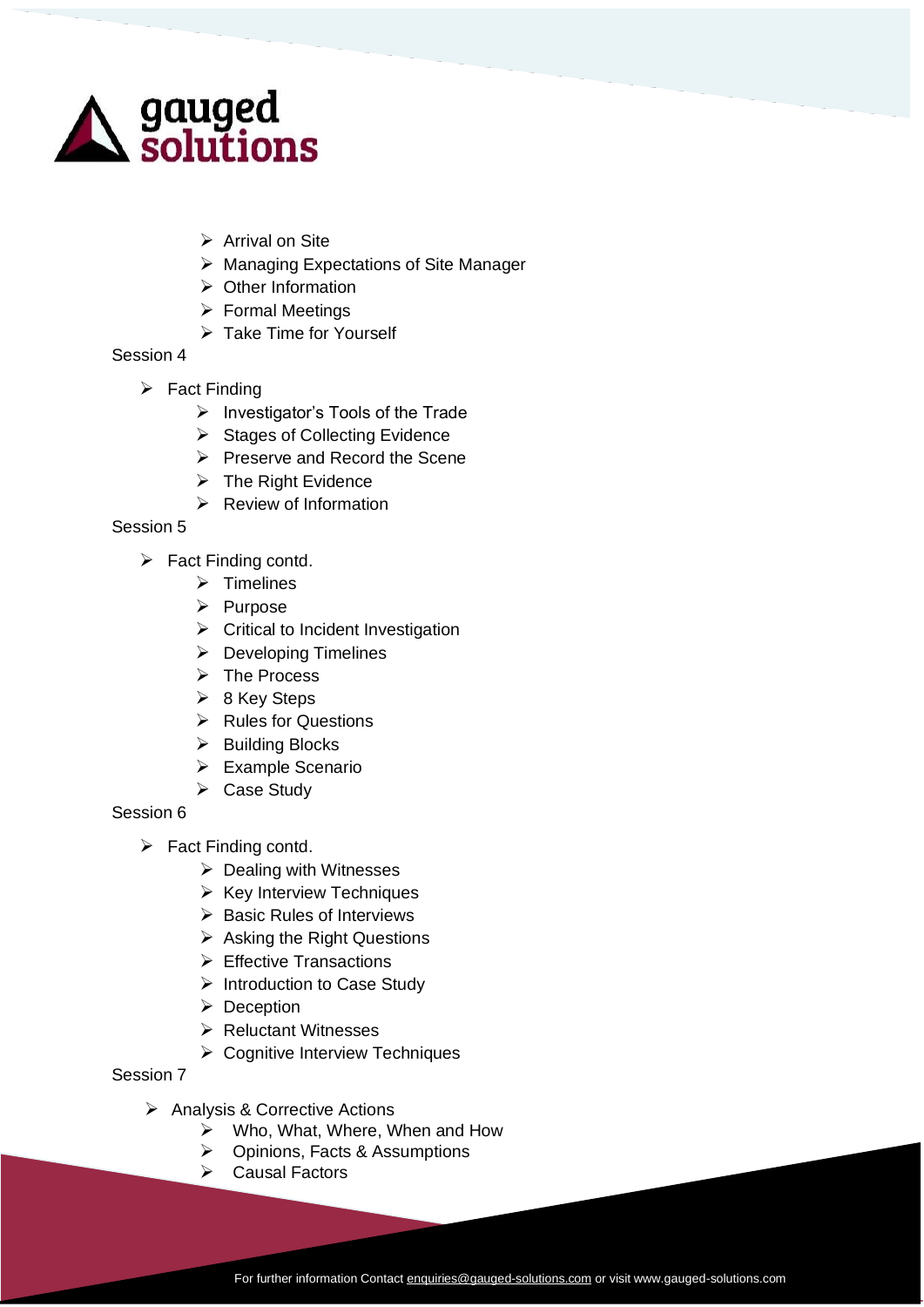- Arrival on Site
- Managing Expectations of Site Manager
- Other Information
- Formal Meetings
- Take Time for Yourself

Session 4

- Fact Finding
  - Investigator's Tools of the Trade
  - Stages of Collecting Evidence
  - Preserve and Record the Scene
  - The Right Evidence
  - Review of Information

Session 5

- Fact Finding contd.
  - Timelines
  - Purpose
  - Critical to Incident Investigation
  - Developing Timelines
  - The Process
  - 8 Key Steps
  - Rules for Questions
  - Building Blocks
  - Example Scenario
  - Case Study

Session 6

- Fact Finding contd.
  - Dealing with Witnesses
  - Key Interview Techniques
  - Basic Rules of Interviews
  - Asking the Right Questions
  - Effective Transactions
  - Introduction to Case Study
  - Deception
  - Reluctant Witnesses
  - Cognitive Interview Techniques

Session 7

- Analysis & Corrective Actions
  - Who, What, Where, When and How
  - Opinions, Facts & Assumptions
  - Causal Factors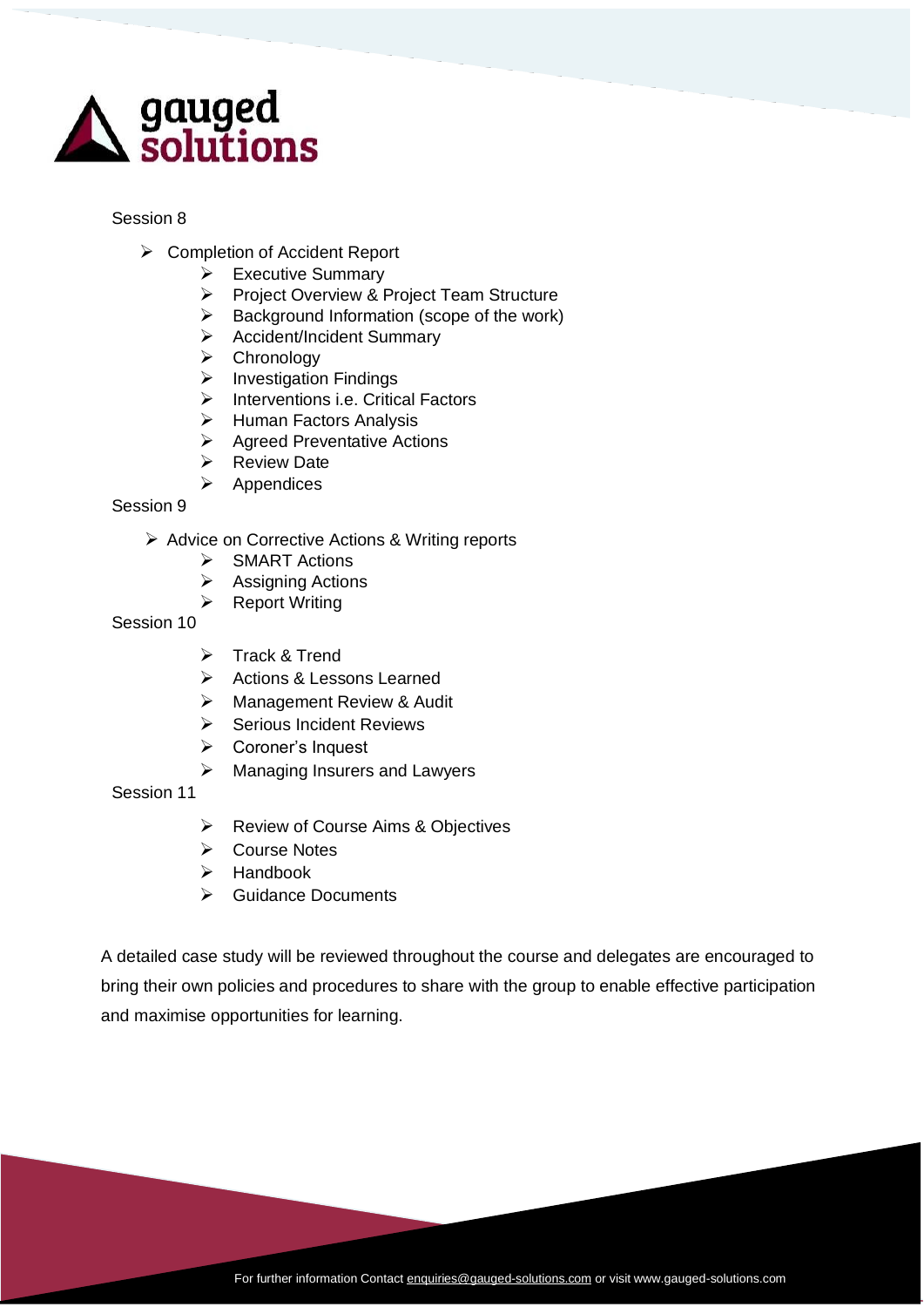Session 8

- Completion of Accident Report
  - Executive Summary
  - Project Overview & Project Team Structure
  - Background Information (scope of the work)
  - Accident/Incident Summary
  - Chronology
  - Investigation Findings
  - Interventions i.e. Critical Factors
  - Human Factors Analysis
  - Agreed Preventative Actions
  - Review Date
  - Appendices

Session 9

- Advice on Corrective Actions & Writing reports
  - SMART Actions
  - Assigning Actions
  - Report Writing

Session 10

- Track & Trend
- Actions & Lessons Learned
- Management Review & Audit
- Serious Incident Reviews
- Coroner's Inquest
- Managing Insurers and Lawyers

Session 11

- Review of Course Aims & Objectives
- Course Notes
- Handbook
- Guidance Documents

A detailed case study will be reviewed throughout the course and delegates are encouraged to bring their own policies and procedures to share with the group to enable effective participation and maximise opportunities for learning.